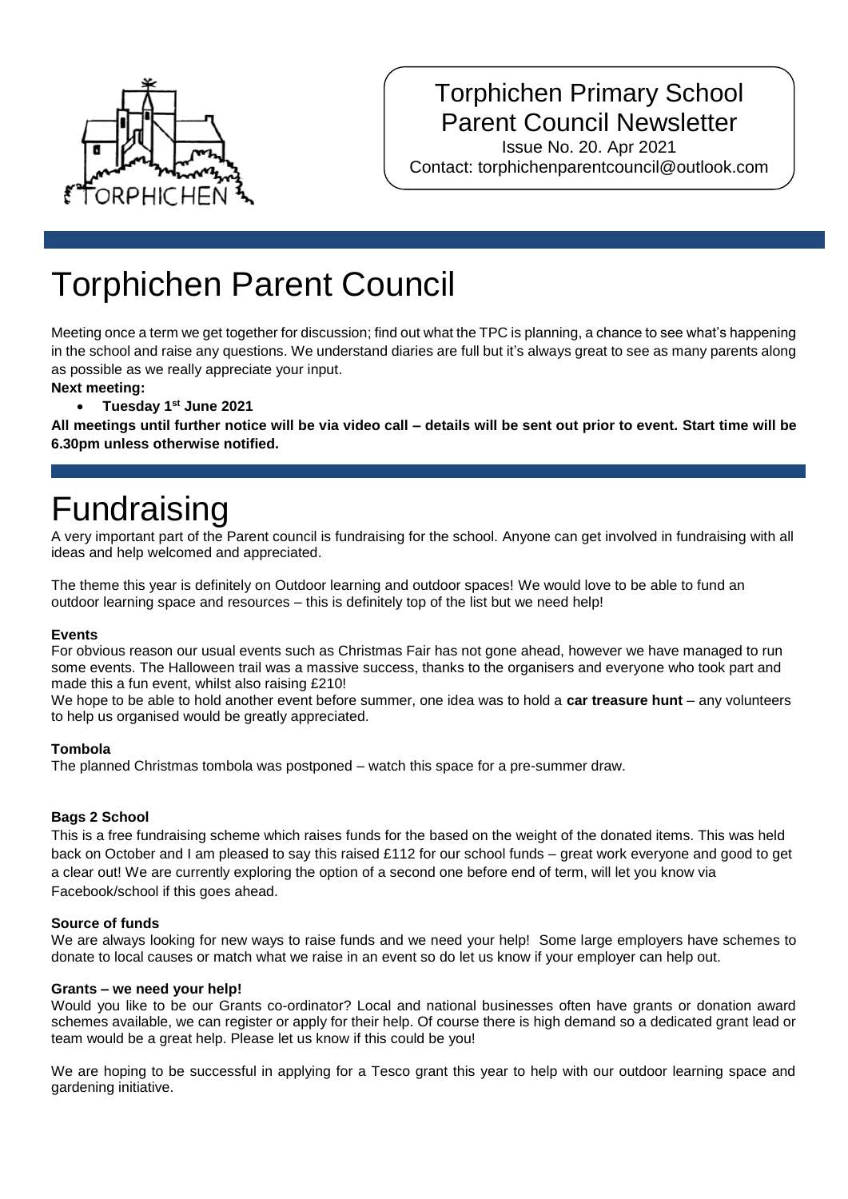Torphichen Primary School Parent Council Newsletter

Issue No. 20. Apr 2021

Contact: torphichenparentcouncil@outlook.com

# Torphichen Parent Council

Meeting once a term we get together for discussion; find out what the TPC is planning, a chance to see what's happening in the school and raise any questions. We understand diaries are full but it's always great to see as many parents along as possible as we really appreciate your input.

**Next meeting:**

- **Tuesday 1st June 2021**

**All meetings until further notice will be via video call – details will be sent out prior to event. Start time will be 6.30pm unless otherwise notified.**

# Fundraising

A very important part of the Parent council is fundraising for the school. Anyone can get involved in fundraising with all ideas and help welcomed and appreciated.

The theme this year is definitely on Outdoor learning and outdoor spaces! We would love to be able to fund an outdoor learning space and resources – this is definitely top of the list but we need help!

**Events**

For obvious reason our usual events such as Christmas Fair has not gone ahead, however we have managed to run some events. The Halloween trail was a massive success, thanks to the organisers and everyone who took part and made this a fun event, whilst also raising £210!

We hope to be able to hold another event before summer, one idea was to hold a **car treasure hunt** – any volunteers to help us organised would be greatly appreciated.

**Tombola**

The planned Christmas tombola was postponed – watch this space for a pre-summer draw.

**Bags 2 School**

This is a free fundraising scheme which raises funds for the based on the weight of the donated items. This was held back on October and I am pleased to say this raised £112 for our school funds – great work everyone and good to get a clear out! We are currently exploring the option of a second one before end of term, will let you know via Facebook/school if this goes ahead.

**Source of funds**

We are always looking for new ways to raise funds and we need your help! Some large employers have schemes to donate to local causes or match what we raise in an event so do let us know if your employer can help out.

**Grants – we need your help!**

Would you like to be our Grants co-ordinator? Local and national businesses often have grants or donation award schemes available, we can register or apply for their help. Of course there is high demand so a dedicated grant lead or team would be a great help. Please let us know if this could be you!

We are hoping to be successful in applying for a Tesco grant this year to help with our outdoor learning space and gardening initiative.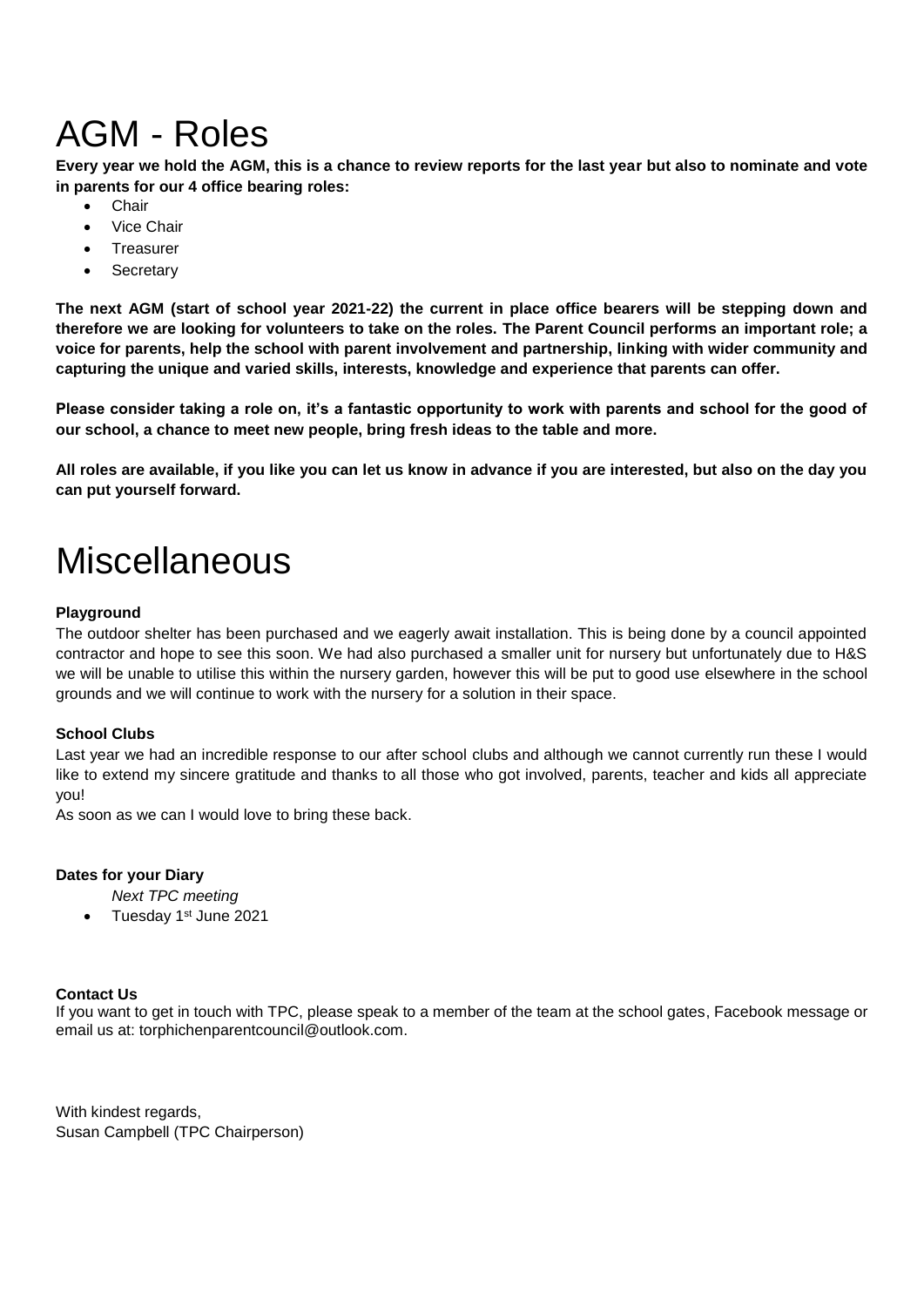# AGM - Roles

**Every year we hold the AGM, this is a chance to review reports for the last year but also to nominate and vote in parents for our 4 office bearing roles:**

- Chair
- Vice Chair
- Treasurer
- Secretary

**The next AGM (start of school year 2021-22) the current in place office bearers will be stepping down and therefore we are looking for volunteers to take on the roles. The Parent Council performs an important role; a voice for parents, help the school with parent involvement and partnership, linking with wider community and capturing the unique and varied skills, interests, knowledge and experience that parents can offer.**

**Please consider taking a role on, it's a fantastic opportunity to work with parents and school for the good of our school, a chance to meet new people, bring fresh ideas to the table and more.**

**All roles are available, if you like you can let us know in advance if you are interested, but also on the day you can put yourself forward.**

# Miscellaneous

**Playground**

The outdoor shelter has been purchased and we eagerly await installation. This is being done by a council appointed contractor and hope to see this soon. We had also purchased a smaller unit for nursery but unfortunately due to H&S we will be unable to utilise this within the nursery garden, however this will be put to good use elsewhere in the school grounds and we will continue to work with the nursery for a solution in their space.

**School Clubs**

Last year we had an incredible response to our after school clubs and although we cannot currently run these I would like to extend my sincere gratitude and thanks to all those who got involved, parents, teacher and kids all appreciate you!

As soon as we can I would love to bring these back.

**Dates for your Diary**

*Next TPC meeting*

- Tuesday 1st June 2021

**Contact Us**

If you want to get in touch with TPC, please speak to a member of the team at the school gates, Facebook message or email us at: torphichenparentcouncil@outlook.com.

With kindest regards,
Susan Campbell (TPC Chairperson)